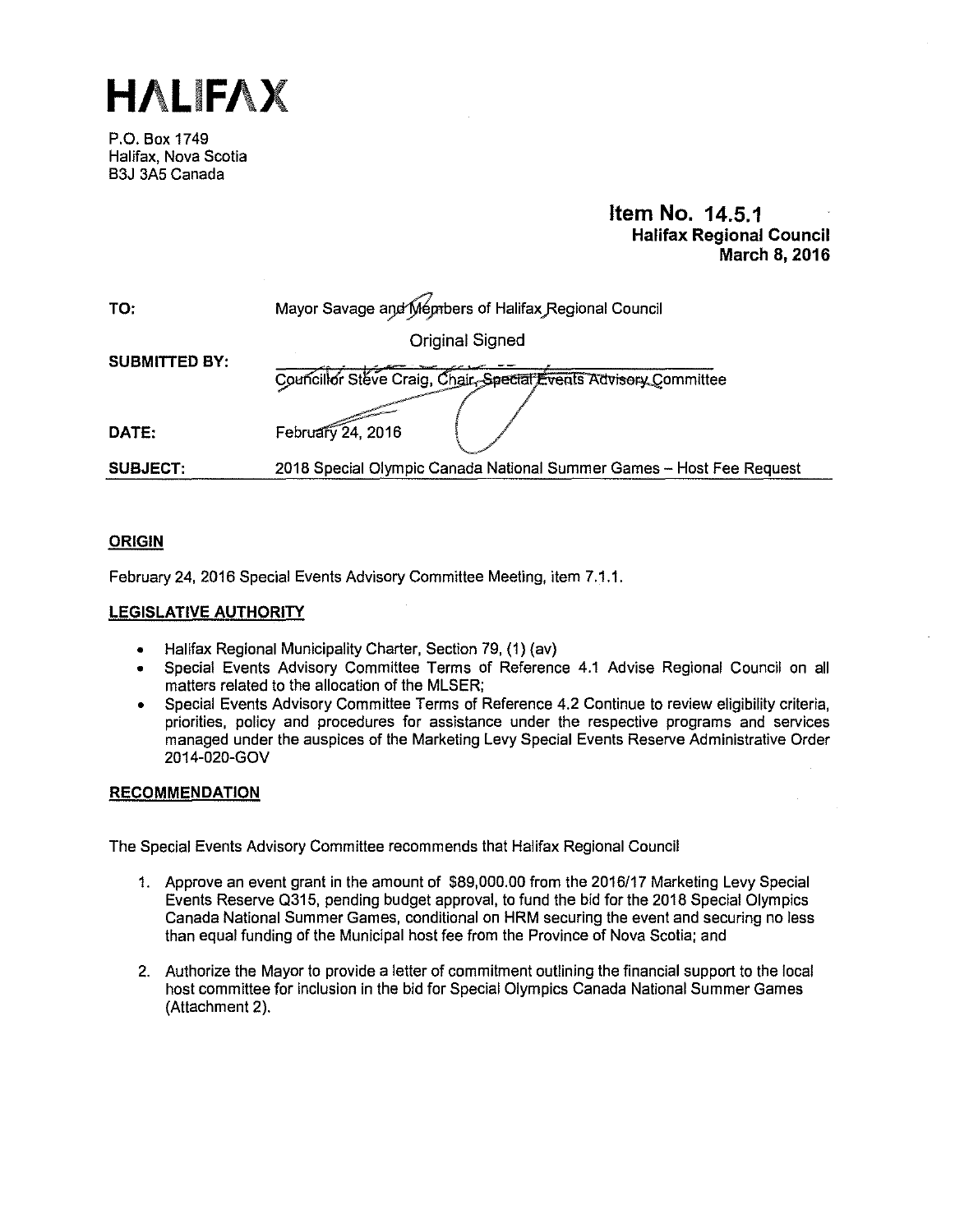# HALIFAX

P.O. Box 1749
Halifax, Nova Scotia
B3J 3A5 Canada

**Item No. 14.5.1**
**Halifax Regional Council**
**March 8, 2016**

| | |
|---|---|
| **TO:** | Mayor Savage and Members of Halifax Regional Council |
| **SUBMITTED BY:** | Original Signed<br>Councillor Steve Craig, Chair, Special Events Advisory Committee |
| **DATE:** | February 24, 2016 |
| **SUBJECT:** | 2018 Special Olympic Canada National Summer Games – Host Fee Request |

## ORIGIN

February 24, 2016 Special Events Advisory Committee Meeting, item 7.1.1.

## LEGISLATIVE AUTHORITY

- Halifax Regional Municipality Charter, Section 79, (1) (av)
- Special Events Advisory Committee Terms of Reference 4.1 Advise Regional Council on all matters related to the allocation of the MLSER;
- Special Events Advisory Committee Terms of Reference 4.2 Continue to review eligibility criteria, priorities, policy and procedures for assistance under the respective programs and services managed under the auspices of the Marketing Levy Special Events Reserve Administrative Order 2014-020-GOV

## RECOMMENDATION

The Special Events Advisory Committee recommends that Halifax Regional Council

1. Approve an event grant in the amount of $89,000.00 from the 2016/17 Marketing Levy Special Events Reserve Q315, pending budget approval, to fund the bid for the 2018 Special Olympics Canada National Summer Games, conditional on HRM securing the event and securing no less than equal funding of the Municipal host fee from the Province of Nova Scotia; and

2. Authorize the Mayor to provide a letter of commitment outlining the financial support to the local host committee for inclusion in the bid for Special Olympics Canada National Summer Games (Attachment 2).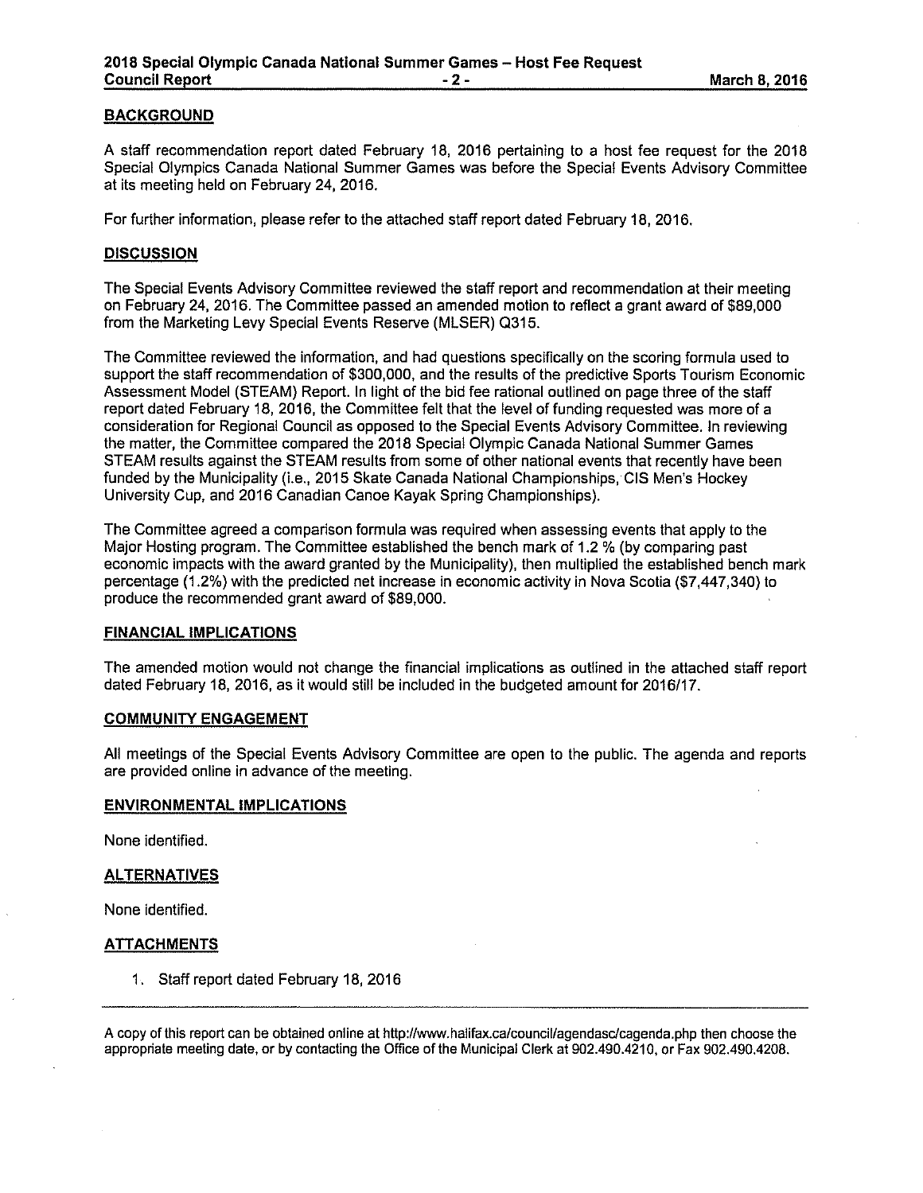## BACKGROUND

A staff recommendation report dated February 18, 2016 pertaining to a host fee request for the 2018 Special Olympics Canada National Summer Games was before the Special Events Advisory Committee at its meeting held on February 24, 2016.

For further information, please refer to the attached staff report dated February 18, 2016.

## DISCUSSION

The Special Events Advisory Committee reviewed the staff report and recommendation at their meeting on February 24, 2016. The Committee passed an amended motion to reflect a grant award of $89,000 from the Marketing Levy Special Events Reserve (MLSER) Q315.

The Committee reviewed the information, and had questions specifically on the scoring formula used to support the staff recommendation of $300,000, and the results of the predictive Sports Tourism Economic Assessment Model (STEAM) Report. In light of the bid fee rational outlined on page three of the staff report dated February 18, 2016, the Committee felt that the level of funding requested was more of a consideration for Regional Council as opposed to the Special Events Advisory Committee. In reviewing the matter, the Committee compared the 2018 Special Olympic Canada National Summer Games STEAM results against the STEAM results from some of other national events that recently have been funded by the Municipality (i.e., 2015 Skate Canada National Championships, CIS Men's Hockey University Cup, and 2016 Canadian Canoe Kayak Spring Championships).

The Committee agreed a comparison formula was required when assessing events that apply to the Major Hosting program. The Committee established the bench mark of 1.2 % (by comparing past economic impacts with the award granted by the Municipality), then multiplied the established bench mark percentage (1.2%) with the predicted net increase in economic activity in Nova Scotia ($7,447,340) to produce the recommended grant award of $89,000.

## FINANCIAL IMPLICATIONS

The amended motion would not change the financial implications as outlined in the attached staff report dated February 18, 2016, as it would still be included in the budgeted amount for 2016/17.

## COMMUNITY ENGAGEMENT

All meetings of the Special Events Advisory Committee are open to the public. The agenda and reports are provided online in advance of the meeting.

## ENVIRONMENTAL IMPLICATIONS

None identified.

## ALTERNATIVES

None identified.

## ATTACHMENTS

1. Staff report dated February 18, 2016

---

A copy of this report can be obtained online at http://www.halifax.ca/council/agendasc/cagenda.php then choose the appropriate meeting date, or by contacting the Office of the Municipal Clerk at 902.490.4210, or Fax 902.490.4208.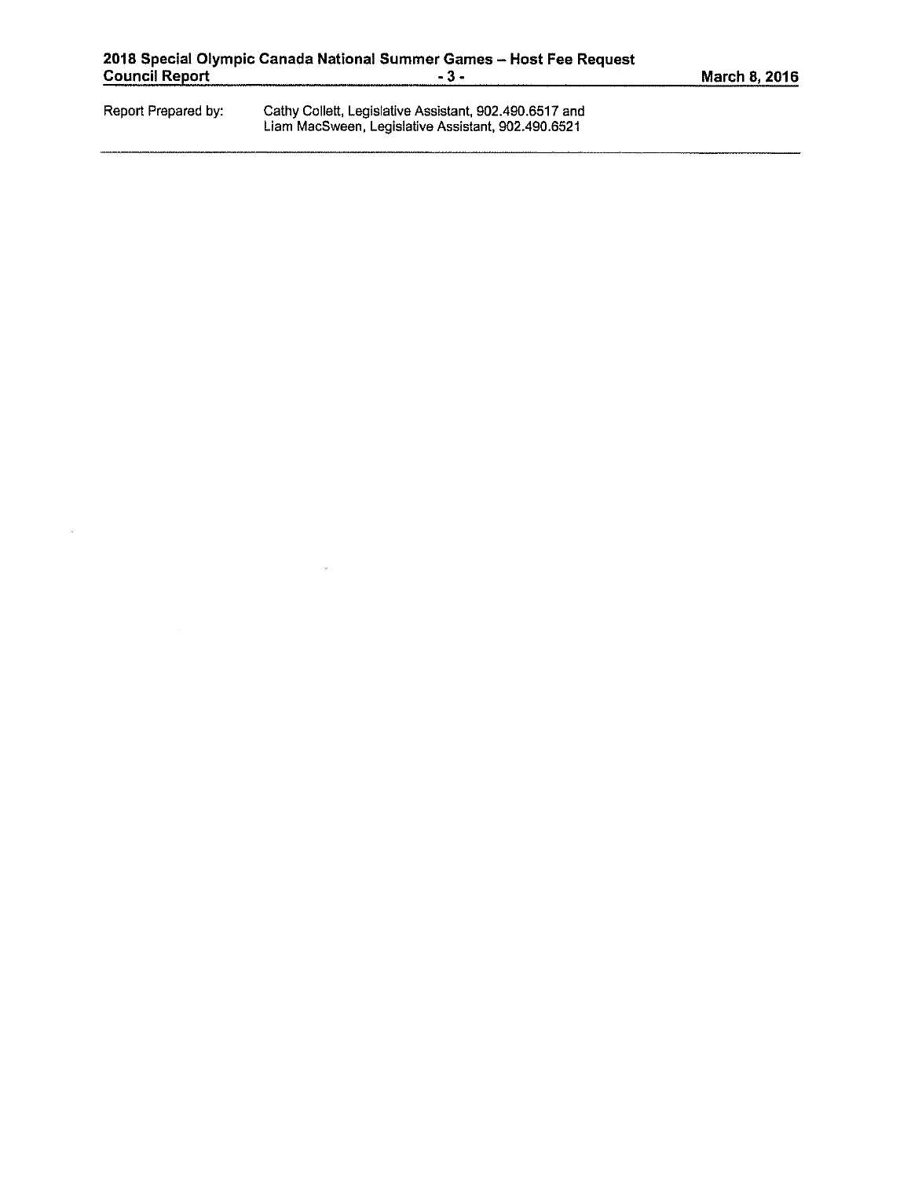Report Prepared by: Cathy Collett, Legislative Assistant, 902.490.6517 and Liam MacSween, Legislative Assistant, 902.490.6521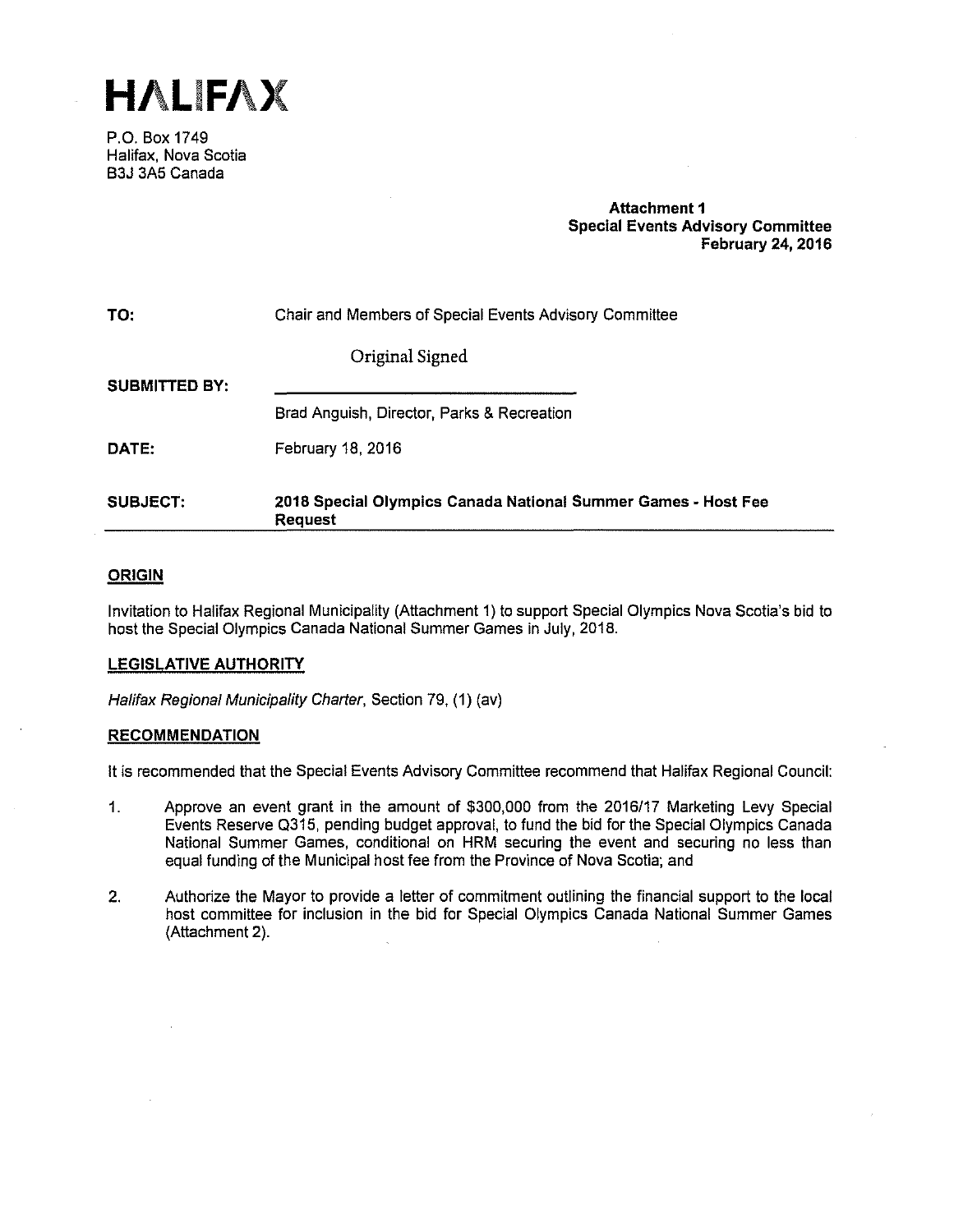# HALIFAX

P.O. Box 1749
Halifax, Nova Scotia
B3J 3A5 Canada

**Attachment 1**
**Special Events Advisory Committee**
**February 24, 2016**

**TO:** Chair and Members of Special Events Advisory Committee

Original Signed

**SUBMITTED BY:** _________________________________

Brad Anguish, Director, Parks & Recreation

**DATE:** February 18, 2016

**SUBJECT:** **2018 Special Olympics Canada National Summer Games - Host Fee Request**

## ORIGIN

Invitation to Halifax Regional Municipality (Attachment 1) to support Special Olympics Nova Scotia's bid to host the Special Olympics Canada National Summer Games in July, 2018.

## LEGISLATIVE AUTHORITY

*Halifax Regional Municipality Charter*, Section 79, (1) (av)

## RECOMMENDATION

It is recommended that the Special Events Advisory Committee recommend that Halifax Regional Council:

1. Approve an event grant in the amount of $300,000 from the 2016/17 Marketing Levy Special Events Reserve Q315, pending budget approval, to fund the bid for the Special Olympics Canada National Summer Games, conditional on HRM securing the event and securing no less than equal funding of the Municipal host fee from the Province of Nova Scotia; and

2. Authorize the Mayor to provide a letter of commitment outlining the financial support to the local host committee for inclusion in the bid for Special Olympics Canada National Summer Games (Attachment 2).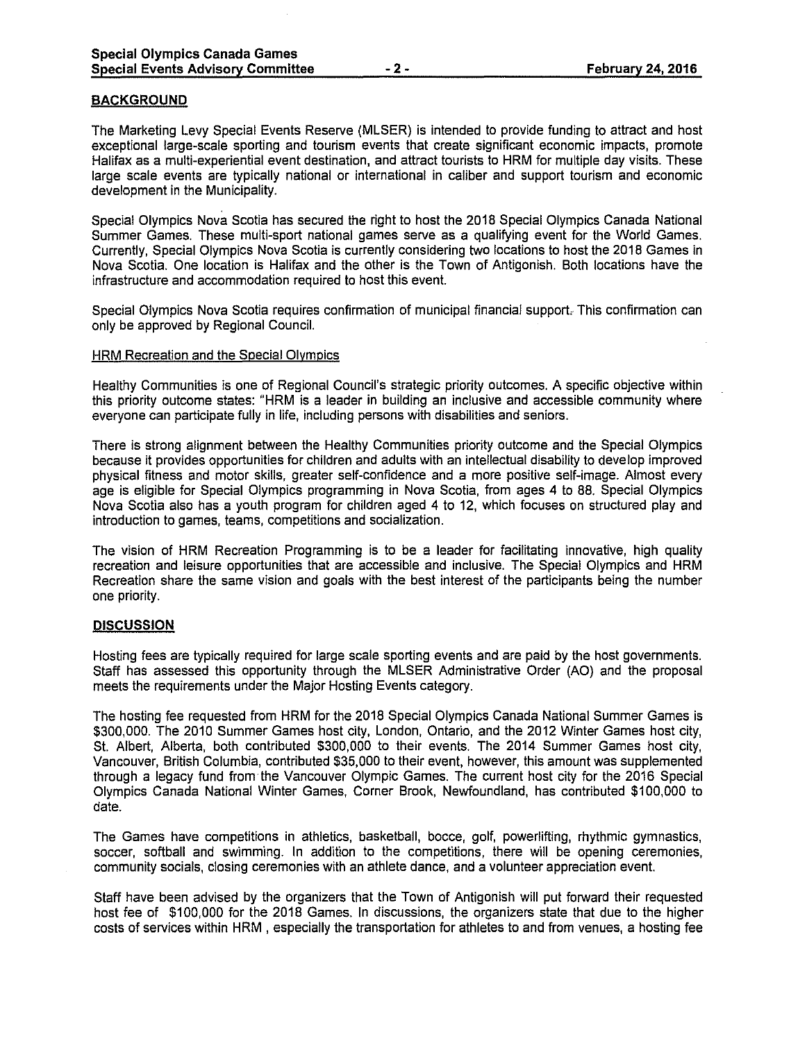## BACKGROUND

The Marketing Levy Special Events Reserve (MLSER) is intended to provide funding to attract and host exceptional large-scale sporting and tourism events that create significant economic impacts, promote Halifax as a multi-experiential event destination, and attract tourists to HRM for multiple day visits. These large scale events are typically national or international in caliber and support tourism and economic development in the Municipality.

Special Olympics Nova Scotia has secured the right to host the 2018 Special Olympics Canada National Summer Games. These multi-sport national games serve as a qualifying event for the World Games. Currently, Special Olympics Nova Scotia is currently considering two locations to host the 2018 Games in Nova Scotia. One location is Halifax and the other is the Town of Antigonish. Both locations have the infrastructure and accommodation required to host this event.

Special Olympics Nova Scotia requires confirmation of municipal financial support. This confirmation can only be approved by Regional Council.

### HRM Recreation and the Special Olympics

Healthy Communities is one of Regional Council's strategic priority outcomes. A specific objective within this priority outcome states: "HRM is a leader in building an inclusive and accessible community where everyone can participate fully in life, including persons with disabilities and seniors.

There is strong alignment between the Healthy Communities priority outcome and the Special Olympics because it provides opportunities for children and adults with an intellectual disability to develop improved physical fitness and motor skills, greater self-confidence and a more positive self-image. Almost every age is eligible for Special Olympics programming in Nova Scotia, from ages 4 to 88. Special Olympics Nova Scotia also has a youth program for children aged 4 to 12, which focuses on structured play and introduction to games, teams, competitions and socialization.

The vision of HRM Recreation Programming is to be a leader for facilitating innovative, high quality recreation and leisure opportunities that are accessible and inclusive. The Special Olympics and HRM Recreation share the same vision and goals with the best interest of the participants being the number one priority.

## DISCUSSION

Hosting fees are typically required for large scale sporting events and are paid by the host governments. Staff has assessed this opportunity through the MLSER Administrative Order (AO) and the proposal meets the requirements under the Major Hosting Events category.

The hosting fee requested from HRM for the 2018 Special Olympics Canada National Summer Games is $300,000. The 2010 Summer Games host city, London, Ontario, and the 2012 Winter Games host city, St. Albert, Alberta, both contributed $300,000 to their events. The 2014 Summer Games host city, Vancouver, British Columbia, contributed $35,000 to their event, however, this amount was supplemented through a legacy fund from the Vancouver Olympic Games. The current host city for the 2016 Special Olympics Canada National Winter Games, Corner Brook, Newfoundland, has contributed $100,000 to date.

The Games have competitions in athletics, basketball, bocce, golf, powerlifting, rhythmic gymnastics, soccer, softball and swimming. In addition to the competitions, there will be opening ceremonies, community socials, closing ceremonies with an athlete dance, and a volunteer appreciation event.

Staff have been advised by the organizers that the Town of Antigonish will put forward their requested host fee of $100,000 for the 2018 Games. In discussions, the organizers state that due to the higher costs of services within HRM , especially the transportation for athletes to and from venues, a hosting fee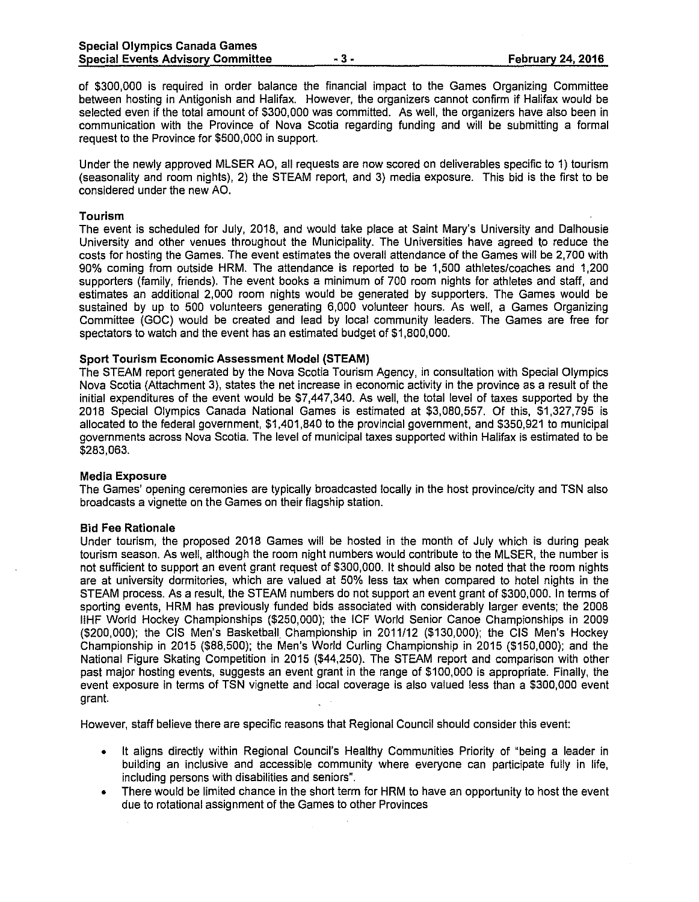of $300,000 is required in order balance the financial impact to the Games Organizing Committee between hosting in Antigonish and Halifax. However, the organizers cannot confirm if Halifax would be selected even if the total amount of $300,000 was committed. As well, the organizers have also been in communication with the Province of Nova Scotia regarding funding and will be submitting a formal request to the Province for $500,000 in support.

Under the newly approved MLSER AO, all requests are now scored on deliverables specific to 1) tourism (seasonality and room nights), 2) the STEAM report, and 3) media exposure. This bid is the first to be considered under the new AO.

**Tourism**
The event is scheduled for July, 2018, and would take place at Saint Mary's University and Dalhousie University and other venues throughout the Municipality. The Universities have agreed to reduce the costs for hosting the Games. The event estimates the overall attendance of the Games will be 2,700 with 90% coming from outside HRM. The attendance is reported to be 1,500 athletes/coaches and 1,200 supporters (family, friends). The event books a minimum of 700 room nights for athletes and staff, and estimates an additional 2,000 room nights would be generated by supporters. The Games would be sustained by up to 500 volunteers generating 6,000 volunteer hours. As well, a Games Organizing Committee (GOC) would be created and lead by local community leaders. The Games are free for spectators to watch and the event has an estimated budget of $1,800,000.

**Sport Tourism Economic Assessment Model (STEAM)**
The STEAM report generated by the Nova Scotia Tourism Agency, in consultation with Special Olympics Nova Scotia (Attachment 3), states the net increase in economic activity in the province as a result of the initial expenditures of the event would be $7,447,340. As well, the total level of taxes supported by the 2018 Special Olympics Canada National Games is estimated at $3,080,557. Of this, $1,327,795 is allocated to the federal government, $1,401,840 to the provincial government, and $350,921 to municipal governments across Nova Scotia. The level of municipal taxes supported within Halifax is estimated to be $283,063.

**Media Exposure**
The Games' opening ceremonies are typically broadcasted locally in the host province/city and TSN also broadcasts a vignette on the Games on their flagship station.

**Bid Fee Rationale**
Under tourism, the proposed 2018 Games will be hosted in the month of July which is during peak tourism season. As well, although the room night numbers would contribute to the MLSER, the number is not sufficient to support an event grant request of $300,000. It should also be noted that the room nights are at university dormitories, which are valued at 50% less tax when compared to hotel nights in the STEAM process. As a result, the STEAM numbers do not support an event grant of $300,000. In terms of sporting events, HRM has previously funded bids associated with considerably larger events; the 2008 IIHF World Hockey Championships ($250,000); the ICF World Senior Canoe Championships in 2009 ($200,000); the CIS Men's Basketball Championship in 2011/12 ($130,000); the CIS Men's Hockey Championship in 2015 ($88,500); the Men's World Curling Championship in 2015 ($150,000); and the National Figure Skating Competition in 2015 ($44,250). The STEAM report and comparison with other past major hosting events, suggests an event grant in the range of $100,000 is appropriate. Finally, the event exposure in terms of TSN vignette and local coverage is also valued less than a $300,000 event grant.

However, staff believe there are specific reasons that Regional Council should consider this event:

- It aligns directly within Regional Council's Healthy Communities Priority of "being a leader in building an inclusive and accessible community where everyone can participate fully in life, including persons with disabilities and seniors".
- There would be limited chance in the short term for HRM to have an opportunity to host the event due to rotational assignment of the Games to other Provinces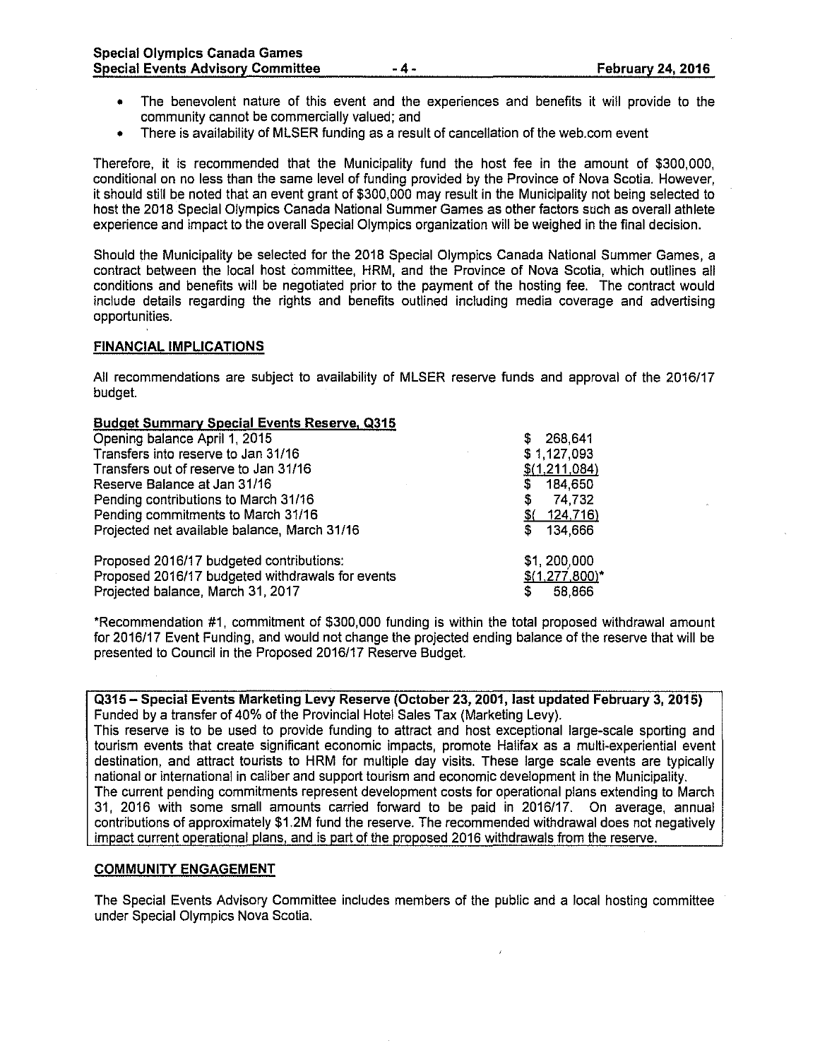- The benevolent nature of this event and the experiences and benefits it will provide to the community cannot be commercially valued; and
- There is availability of MLSER funding as a result of cancellation of the web.com event

Therefore, it is recommended that the Municipality fund the host fee in the amount of $300,000, conditional on no less than the same level of funding provided by the Province of Nova Scotia. However, it should still be noted that an event grant of $300,000 may result in the Municipality not being selected to host the 2018 Special Olympics Canada National Summer Games as other factors such as overall athlete experience and impact to the overall Special Olympics organization will be weighed in the final decision.

Should the Municipality be selected for the 2018 Special Olympics Canada National Summer Games, a contract between the local host committee, HRM, and the Province of Nova Scotia, which outlines all conditions and benefits will be negotiated prior to the payment of the hosting fee. The contract would include details regarding the rights and benefits outlined including media coverage and advertising opportunities.

## FINANCIAL IMPLICATIONS

All recommendations are subject to availability of MLSER reserve funds and approval of the 2016/17 budget.

**Budget Summary Special Events Reserve, Q315**

| | |
|---|---|
| Opening balance April 1, 2015 | $ 268,641 |
| Transfers into reserve to Jan 31/16 | $ 1,127,093 |
| Transfers out of reserve to Jan 31/16 | $(1,211,084) |
| Reserve Balance at Jan 31/16 | $ 184,650 |
| Pending contributions to March 31/16 | $ 74,732 |
| Pending commitments to March 31/16 | $( 124,716) |
| Projected net available balance, March 31/16 | $ 134,666 |
| | |
| Proposed 2016/17 budgeted contributions: | $1, 200,000 |
| Proposed 2016/17 budgeted withdrawals for events | $(1,277,800)* |
| Projected balance, March 31, 2017 | $ 58,866 |

*Recommendation #1, commitment of $300,000 funding is within the total proposed withdrawal amount for 2016/17 Event Funding, and would not change the projected ending balance of the reserve that will be presented to Council in the Proposed 2016/17 Reserve Budget.

**Q315 – Special Events Marketing Levy Reserve (October 23, 2001, last updated February 3, 2015)**
Funded by a transfer of 40% of the Provincial Hotel Sales Tax (Marketing Levy).
This reserve is to be used to provide funding to attract and host exceptional large-scale sporting and tourism events that create significant economic impacts, promote Halifax as a multi-experiential event destination, and attract tourists to HRM for multiple day visits. These large scale events are typically national or international in caliber and support tourism and economic development in the Municipality.
The current pending commitments represent development costs for operational plans extending to March 31, 2016 with some small amounts carried forward to be paid in 2016/17. On average, annual contributions of approximately $1.2M fund the reserve. The recommended withdrawal does not negatively impact current operational plans, and is part of the proposed 2016 withdrawals from the reserve.

## COMMUNITY ENGAGEMENT

The Special Events Advisory Committee includes members of the public and a local hosting committee under Special Olympics Nova Scotia.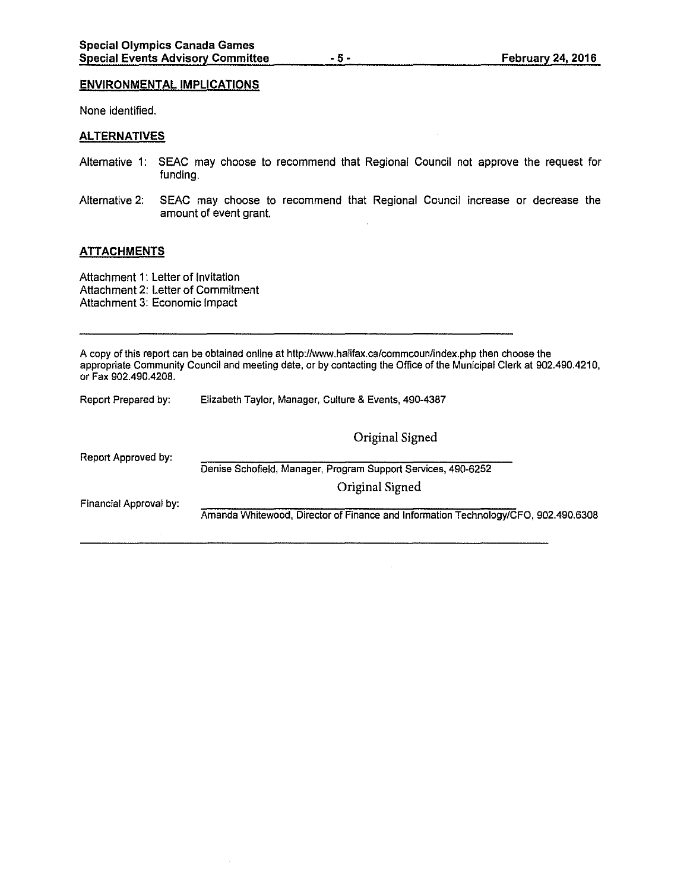## ENVIRONMENTAL IMPLICATIONS

None identified.

## ALTERNATIVES

Alternative 1: SEAC may choose to recommend that Regional Council not approve the request for funding.

Alternative 2: SEAC may choose to recommend that Regional Council increase or decrease the amount of event grant.

## ATTACHMENTS

Attachment 1: Letter of Invitation
Attachment 2: Letter of Commitment
Attachment 3: Economic Impact

---

A copy of this report can be obtained online at http://www.halifax.ca/commcoun/index.php then choose the appropriate Community Council and meeting date, or by contacting the Office of the Municipal Clerk at 902.490.4210, or Fax 902.490.4208.

Report Prepared by: Elizabeth Taylor, Manager, Culture & Events, 490-4387

Original Signed

Report Approved by: Denise Schofield, Manager, Program Support Services, 490-6252

Original Signed

Financial Approval by: Amanda Whitewood, Director of Finance and Information Technology/CFO, 902.490.6308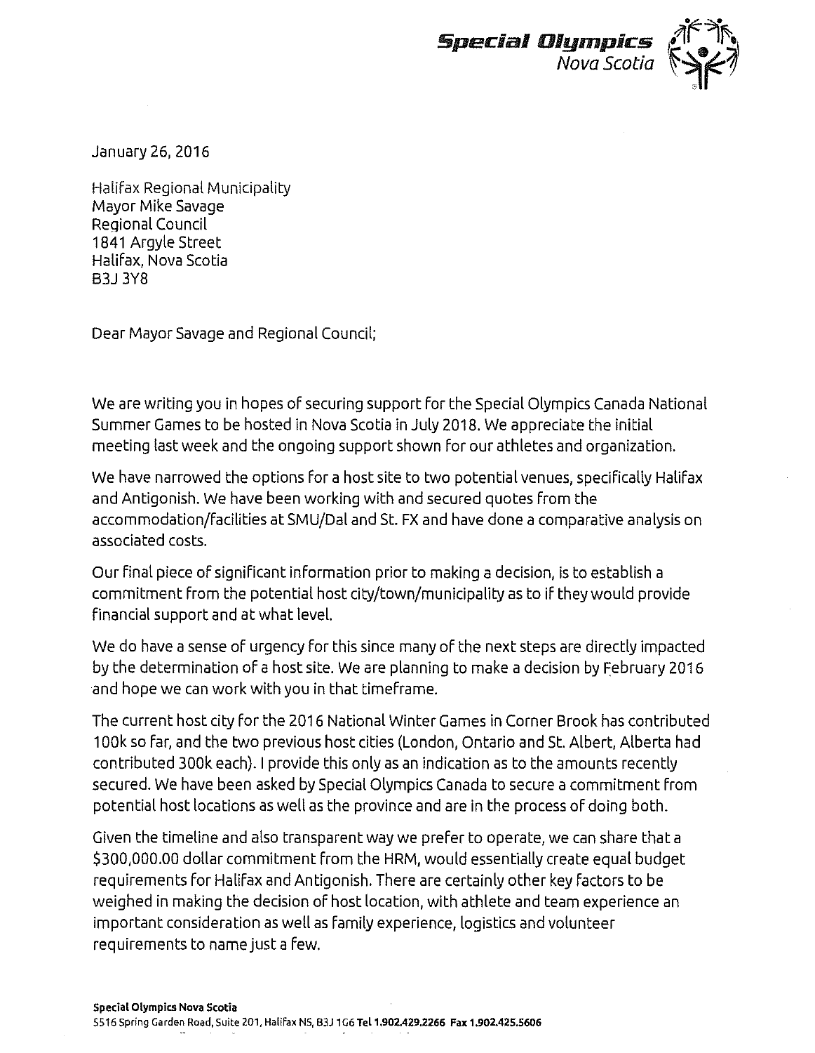**Special Olympics**
*Nova Scotia*

January 26, 2016

Halifax Regional Municipality
Mayor Mike Savage
Regional Council
1841 Argyle Street
Halifax, Nova Scotia
B3J 3Y8

Dear Mayor Savage and Regional Council;

We are writing you in hopes of securing support for the Special Olympics Canada National Summer Games to be hosted in Nova Scotia in July 2018. We appreciate the initial meeting last week and the ongoing support shown for our athletes and organization.

We have narrowed the options for a host site to two potential venues, specifically Halifax and Antigonish. We have been working with and secured quotes from the accommodation/facilities at SMU/Dal and St. FX and have done a comparative analysis on associated costs.

Our final piece of significant information prior to making a decision, is to establish a commitment from the potential host city/town/municipality as to if they would provide financial support and at what level.

We do have a sense of urgency for this since many of the next steps are directly impacted by the determination of a host site. We are planning to make a decision by February 2016 and hope we can work with you in that timeframe.

The current host city for the 2016 National Winter Games in Corner Brook has contributed 100k so far, and the two previous host cities (London, Ontario and St. Albert, Alberta had contributed 300k each). I provide this only as an indication as to the amounts recently secured. We have been asked by Special Olympics Canada to secure a commitment from potential host locations as well as the province and are in the process of doing both.

Given the timeline and also transparent way we prefer to operate, we can share that a $300,000.00 dollar commitment from the HRM, would essentially create equal budget requirements for Halifax and Antigonish. There are certainly other key factors to be weighed in making the decision of host location, with athlete and team experience an important consideration as well as family experience, logistics and volunteer requirements to name just a few.

**Special Olympics Nova Scotia**
5516 Spring Garden Road, Suite 201, Halifax NS, B3J 1G6 **Tel 1.902.429.2266 Fax 1.902.425.5606**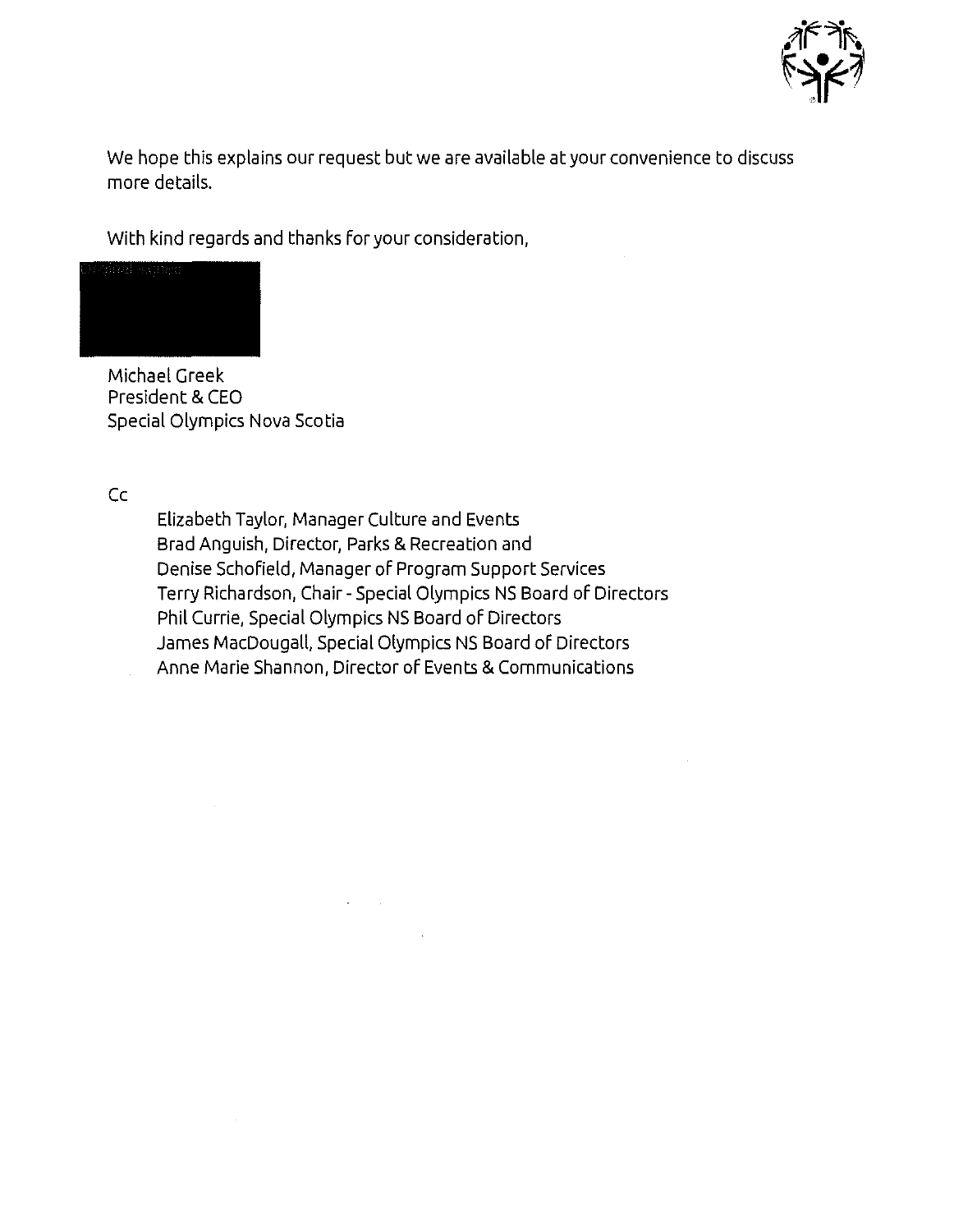We hope this explains our request but we are available at your convenience to discuss more details.

With kind regards and thanks for your consideration,

Michael Greek
President & CEO
Special Olympics Nova Scotia

Cc

Elizabeth Taylor, Manager Culture and Events
Brad Anguish, Director, Parks & Recreation and
Denise Schofield, Manager of Program Support Services
Terry Richardson, Chair - Special Olympics NS Board of Directors
Phil Currie, Special Olympics NS Board of Directors
James MacDougall, Special Olympics NS Board of Directors
Anne Marie Shannon, Director of Events & Communications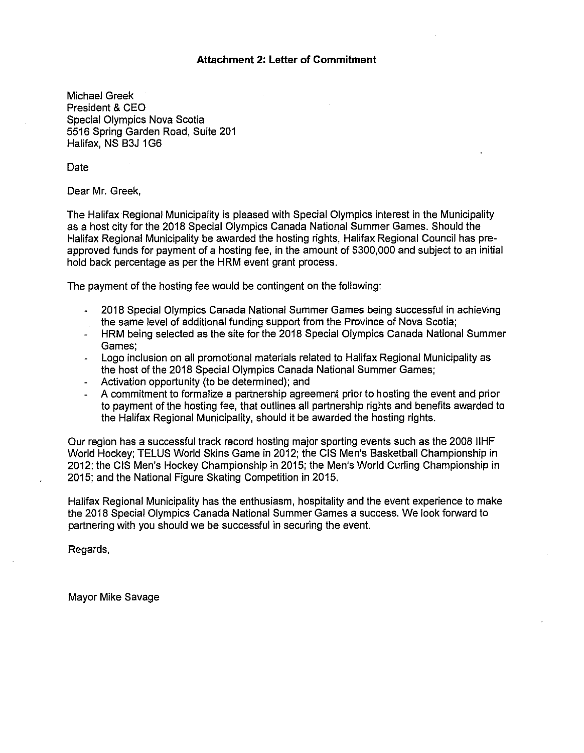**Attachment 2: Letter of Commitment**

Michael Greek
President & CEO
Special Olympics Nova Scotia
5516 Spring Garden Road, Suite 201
Halifax, NS B3J 1G6

Date

Dear Mr. Greek,

The Halifax Regional Municipality is pleased with Special Olympics interest in the Municipality as a host city for the 2018 Special Olympics Canada National Summer Games. Should the Halifax Regional Municipality be awarded the hosting rights, Halifax Regional Council has pre-approved funds for payment of a hosting fee, in the amount of $300,000 and subject to an initial hold back percentage as per the HRM event grant process.

The payment of the hosting fee would be contingent on the following:

- 2018 Special Olympics Canada National Summer Games being successful in achieving the same level of additional funding support from the Province of Nova Scotia;
- HRM being selected as the site for the 2018 Special Olympics Canada National Summer Games;
- Logo inclusion on all promotional materials related to Halifax Regional Municipality as the host of the 2018 Special Olympics Canada National Summer Games;
- Activation opportunity (to be determined); and
- A commitment to formalize a partnership agreement prior to hosting the event and prior to payment of the hosting fee, that outlines all partnership rights and benefits awarded to the Halifax Regional Municipality, should it be awarded the hosting rights.

Our region has a successful track record hosting major sporting events such as the 2008 IIHF World Hockey; TELUS World Skins Game in 2012; the CIS Men's Basketball Championship in 2012; the CIS Men's Hockey Championship in 2015; the Men's World Curling Championship in 2015; and the National Figure Skating Competition in 2015.

Halifax Regional Municipality has the enthusiasm, hospitality and the event experience to make the 2018 Special Olympics Canada National Summer Games a success. We look forward to partnering with you should we be successful in securing the event.

Regards,

Mayor Mike Savage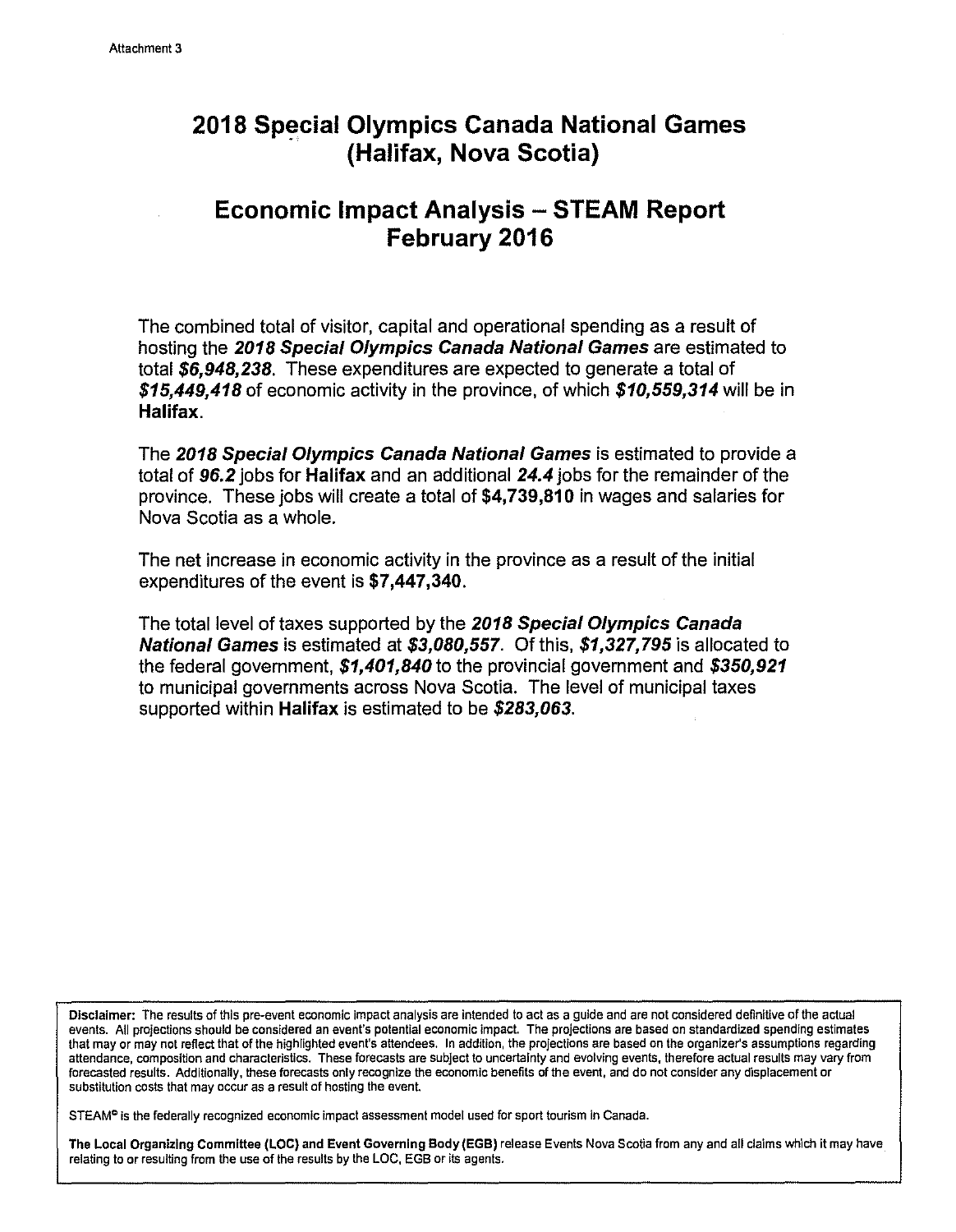Attachment 3

# 2018 Special Olympics Canada National Games (Halifax, Nova Scotia)

# Economic Impact Analysis – STEAM Report February 2016

The combined total of visitor, capital and operational spending as a result of hosting the ***2018 Special Olympics Canada National Games*** are estimated to total ***$6,948,238***. These expenditures are expected to generate a total of ***$15,449,418*** of economic activity in the province, of which ***$10,559,314*** will be in **Halifax**.

The ***2018 Special Olympics Canada National Games*** is estimated to provide a total of ***96.2*** jobs for **Halifax** and an additional ***24.4*** jobs for the remainder of the province. These jobs will create a total of **$4,739,810** in wages and salaries for Nova Scotia as a whole.

The net increase in economic activity in the province as a result of the initial expenditures of the event is **$7,447,340**.

The total level of taxes supported by the ***2018 Special Olympics Canada National Games*** is estimated at ***$3,080,557***. Of this, ***$1,327,795*** is allocated to the federal government, ***$1,401,840*** to the provincial government and ***$350,921*** to municipal governments across Nova Scotia. The level of municipal taxes supported within **Halifax** is estimated to be ***$283,063***.

**Disclaimer:** The results of this pre-event economic impact analysis are intended to act as a guide and are not considered definitive of the actual events. All projections should be considered an event's potential economic impact. The projections are based on standardized spending estimates that may or may not reflect that of the highlighted event's attendees. In addition, the projections are based on the organizer's assumptions regarding attendance, composition and characteristics. These forecasts are subject to uncertainty and evolving events, therefore actual results may vary from forecasted results. Additionally, these forecasts only recognize the economic benefits of the event, and do not consider any displacement or substitution costs that may occur as a result of hosting the event.

STEAM© is the federally recognized economic impact assessment model used for sport tourism in Canada.

**The Local Organizing Committee (LOC) and Event Governing Body (EGB)** release Events Nova Scotia from any and all claims which it may have relating to or resulting from the use of the results by the LOC, EGB or its agents.